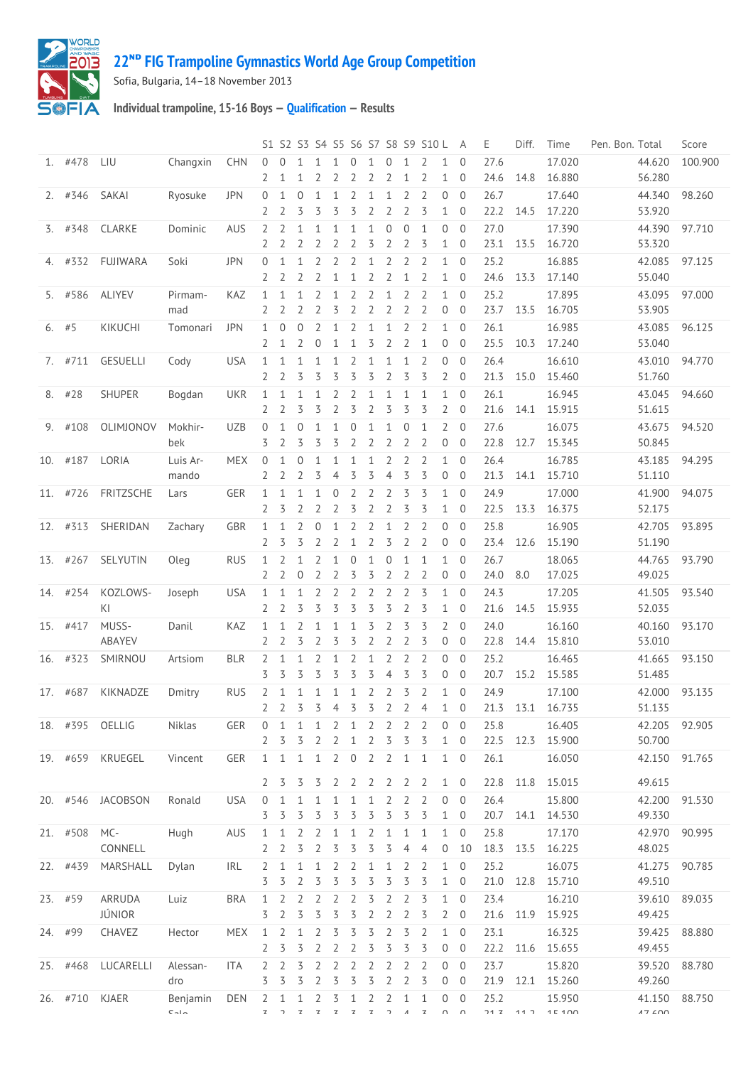# 22ND FIG Trampoline Gymnastics World Age Group Competition

Sofia, Bulgaria, 14–18 November 2013

### Individual trampoline, 15-16 Boys — Qualification — Results

| | | | | | S1 | S2 | S3 | S4 | S5 | S6 | S7 | S8 | S9 | S10 | L | A | E | Diff. | Time | Pen. | Bon. | Total | Score |
|---|---|---|---|---|---|---|---|---|---|---|---|---|---|---|---|---|---|---|---|---|---|---|---|
| 1. | #478 | LIU | Changxin | CHN | 0 | 0 | 1 | 1 | 1 | 0 | 1 | 0 | 1 | 2 | 1 | 0 | 27.6 | | 17.020 | | | 44.620 | 100.900 |
| | | | | | 2 | 1 | 1 | 2 | 2 | 2 | 2 | 2 | 1 | 2 | 1 | 0 | 24.6 | 14.8 | 16.880 | | | 56.280 | |
| 2. | #346 | SAKAI | Ryosuke | JPN | 0 | 1 | 0 | 1 | 1 | 2 | 1 | 1 | 2 | 2 | 0 | 0 | 26.7 | | 17.640 | | | 44.340 | 98.260 |
| | | | | | 2 | 2 | 3 | 3 | 3 | 3 | 2 | 2 | 2 | 3 | 1 | 0 | 22.2 | 14.5 | 17.220 | | | 53.920 | |
| 3. | #348 | CLARKE | Dominic | AUS | 2 | 2 | 1 | 1 | 1 | 1 | 1 | 0 | 0 | 1 | 0 | 0 | 27.0 | | 17.390 | | | 44.390 | 97.710 |
| | | | | | 2 | 2 | 2 | 2 | 2 | 2 | 3 | 2 | 2 | 3 | 1 | 0 | 23.1 | 13.5 | 16.720 | | | 53.320 | |
| 4. | #332 | FUJIWARA | Soki | JPN | 0 | 1 | 1 | 2 | 2 | 2 | 1 | 2 | 2 | 2 | 1 | 0 | 25.2 | | 16.885 | | | 42.085 | 97.125 |
| | | | | | 2 | 2 | 2 | 2 | 1 | 1 | 2 | 2 | 1 | 2 | 1 | 0 | 24.6 | 13.3 | 17.140 | | | 55.040 | |
| 5. | #586 | ALIYEV | Pirmammad | KAZ | 1 | 1 | 1 | 2 | 1 | 2 | 2 | 1 | 2 | 2 | 1 | 0 | 25.2 | | 17.895 | | | 43.095 | 97.000 |
| | | | | | 2 | 2 | 2 | 2 | 3 | 2 | 2 | 2 | 2 | 2 | 0 | 0 | 23.7 | 13.5 | 16.705 | | | 53.905 | |
| 6. | #5 | KIKUCHI | Tomonari | JPN | 1 | 0 | 0 | 2 | 1 | 2 | 1 | 1 | 2 | 2 | 1 | 0 | 26.1 | | 16.985 | | | 43.085 | 96.125 |
| | | | | | 2 | 1 | 2 | 0 | 1 | 1 | 3 | 2 | 2 | 1 | 0 | 0 | 25.5 | 10.3 | 17.240 | | | 53.040 | |
| 7. | #711 | GESUELLI | Cody | USA | 1 | 1 | 1 | 1 | 1 | 2 | 1 | 1 | 1 | 2 | 0 | 0 | 26.4 | | 16.610 | | | 43.010 | 94.770 |
| | | | | | 2 | 2 | 3 | 3 | 3 | 3 | 3 | 2 | 3 | 3 | 2 | 0 | 21.3 | 15.0 | 15.460 | | | 51.760 | |
| 8. | #28 | SHUPER | Bogdan | UKR | 1 | 1 | 1 | 1 | 2 | 2 | 1 | 1 | 1 | 1 | 1 | 0 | 26.1 | | 16.945 | | | 43.045 | 94.660 |
| | | | | | 2 | 2 | 3 | 3 | 2 | 3 | 2 | 3 | 3 | 3 | 2 | 0 | 21.6 | 14.1 | 15.915 | | | 51.615 | |
| 9. | #108 | OLIMJONOV | Mokhirbek | UZB | 0 | 1 | 0 | 1 | 1 | 0 | 1 | 1 | 0 | 1 | 2 | 0 | 27.6 | | 16.075 | | | 43.675 | 94.520 |
| | | | | | 3 | 2 | 3 | 3 | 3 | 2 | 2 | 2 | 2 | 2 | 0 | 0 | 22.8 | 12.7 | 15.345 | | | 50.845 | |
| 10. | #187 | LORIA | Luis Armando | MEX | 0 | 1 | 0 | 1 | 1 | 1 | 1 | 2 | 2 | 2 | 1 | 0 | 26.4 | | 16.785 | | | 43.185 | 94.295 |
| | | | | | 2 | 2 | 2 | 3 | 4 | 3 | 3 | 4 | 3 | 3 | 0 | 0 | 21.3 | 14.1 | 15.710 | | | 51.110 | |
| 11. | #726 | FRITZSCHE | Lars | GER | 1 | 1 | 1 | 1 | 0 | 2 | 2 | 2 | 3 | 3 | 1 | 0 | 24.9 | | 17.000 | | | 41.900 | 94.075 |
| | | | | | 2 | 3 | 2 | 2 | 2 | 3 | 2 | 2 | 3 | 3 | 1 | 0 | 22.5 | 13.3 | 16.375 | | | 52.175 | |
| 12. | #313 | SHERIDAN | Zachary | GBR | 1 | 1 | 2 | 0 | 1 | 2 | 2 | 1 | 2 | 2 | 0 | 0 | 25.8 | | 16.905 | | | 42.705 | 93.895 |
| | | | | | 2 | 3 | 2 | 2 | 1 | 2 | 3 | 2 | 2 | 2 | 0 | 0 | 23.4 | 12.6 | 15.190 | | | 51.190 | |
| 13. | #267 | SELYUTIN | Oleg | RUS | 1 | 2 | 1 | 2 | 1 | 0 | 1 | 0 | 1 | 1 | 1 | 0 | 26.7 | | 18.065 | | | 44.765 | 93.790 |
| | | | | | 2 | 2 | 0 | 2 | 2 | 3 | 3 | 2 | 2 | 2 | 0 | 0 | 24.0 | 8.0 | 17.025 | | | 49.025 | |
| 14. | #254 | KOZLOWSKI | Joseph | USA | 1 | 1 | 1 | 2 | 2 | 2 | 2 | 2 | 2 | 3 | 1 | 0 | 24.3 | | 17.205 | | | 41.505 | 93.540 |
| | | | | | 2 | 2 | 3 | 3 | 3 | 3 | 3 | 3 | 2 | 3 | 1 | 0 | 21.6 | 14.5 | 15.935 | | | 52.035 | |
| 15. | #417 | MUSSABAYEV | Danil | KAZ | 1 | 1 | 2 | 1 | 1 | 1 | 3 | 2 | 3 | 3 | 2 | 0 | 24.0 | | 16.160 | | | 40.160 | 93.170 |
| | | | | | 2 | 2 | 3 | 2 | 3 | 3 | 2 | 2 | 2 | 3 | 0 | 0 | 22.8 | 14.4 | 15.810 | | | 53.010 | |
| 16. | #323 | SMIRNOU | Artsiom | BLR | 2 | 1 | 1 | 2 | 1 | 2 | 1 | 2 | 2 | 2 | 0 | 0 | 25.2 | | 16.465 | | | 41.665 | 93.150 |
| | | | | | 3 | 3 | 3 | 3 | 3 | 3 | 3 | 4 | 3 | 3 | 0 | 0 | 20.7 | 15.2 | 15.585 | | | 51.485 | |
| 17. | #687 | KIKNADZE | Dmitry | RUS | 2 | 1 | 1 | 1 | 1 | 1 | 2 | 2 | 3 | 2 | 1 | 0 | 24.9 | | 17.100 | | | 42.000 | 93.135 |
| | | | | | 2 | 2 | 3 | 3 | 4 | 3 | 3 | 2 | 2 | 4 | 1 | 0 | 21.3 | 13.1 | 16.735 | | | 51.135 | |
| 18. | #395 | OELLIG | Niklas | GER | 0 | 1 | 1 | 1 | 2 | 1 | 2 | 2 | 2 | 2 | 0 | 0 | 25.8 | | 16.405 | | | 42.205 | 92.905 |
| | | | | | 2 | 3 | 3 | 2 | 2 | 1 | 2 | 3 | 3 | 3 | 1 | 0 | 22.5 | 12.3 | 15.900 | | | 50.700 | |
| 19. | #659 | KRUEGEL | Vincent | GER | 1 | 1 | 1 | 1 | 2 | 0 | 2 | 2 | 1 | 1 | 1 | 0 | 26.1 | | 16.050 | | | 42.150 | 91.765 |
| | | | | | 2 | 3 | 3 | 3 | 2 | 2 | 2 | 2 | 2 | 2 | 1 | 0 | 22.8 | 11.8 | 15.015 | | | 49.615 | |
| 20. | #546 | JACOBSON | Ronald | USA | 0 | 1 | 1 | 1 | 1 | 1 | 1 | 2 | 2 | 2 | 0 | 0 | 26.4 | | 15.800 | | | 42.200 | 91.530 |
| | | | | | 3 | 3 | 3 | 3 | 3 | 3 | 3 | 3 | 3 | 3 | 1 | 0 | 20.7 | 14.1 | 14.530 | | | 49.330 | |
| 21. | #508 | MCCONNELL | Hugh | AUS | 1 | 1 | 2 | 2 | 1 | 1 | 2 | 1 | 1 | 1 | 1 | 0 | 25.8 | | 17.170 | | | 42.970 | 90.995 |
| | | | | | 2 | 2 | 3 | 2 | 3 | 3 | 3 | 3 | 4 | 4 | 0 | 10 | 18.3 | 13.5 | 16.225 | | | 48.025 | |
| 22. | #439 | MARSHALL | Dylan | IRL | 2 | 1 | 1 | 1 | 2 | 2 | 1 | 1 | 2 | 2 | 1 | 0 | 25.2 | | 16.075 | | | 41.275 | 90.785 |
| | | | | | 3 | 3 | 2 | 3 | 3 | 3 | 3 | 3 | 3 | 3 | 1 | 0 | 21.0 | 12.8 | 15.710 | | | 49.510 | |
| 23. | #59 | ARRUDA JÚNIOR | Luiz | BRA | 1 | 2 | 2 | 2 | 2 | 2 | 3 | 2 | 2 | 3 | 1 | 0 | 23.4 | | 16.210 | | | 39.610 | 89.035 |
| | | | | | 3 | 2 | 3 | 3 | 3 | 3 | 2 | 2 | 2 | 3 | 2 | 0 | 21.6 | 11.9 | 15.925 | | | 49.425 | |
| 24. | #99 | CHAVEZ | Hector | MEX | 1 | 2 | 1 | 2 | 3 | 3 | 3 | 2 | 3 | 2 | 1 | 0 | 23.1 | | 16.325 | | | 39.425 | 88.880 |
| | | | | | 2 | 3 | 3 | 2 | 2 | 2 | 3 | 3 | 3 | 3 | 0 | 0 | 22.2 | 11.6 | 15.655 | | | 49.455 | |
| 25. | #468 | LUCARELLI | Alessandro | ITA | 2 | 2 | 3 | 2 | 2 | 2 | 2 | 2 | 2 | 2 | 0 | 0 | 23.7 | | 15.820 | | | 39.520 | 88.780 |
| | | | | | 3 | 3 | 3 | 2 | 3 | 3 | 3 | 2 | 2 | 3 | 0 | 0 | 21.9 | 12.1 | 15.260 | | | 49.260 | |
| 26. | #710 | KJAER | Benjamin Salo | DEN | 2 | 1 | 1 | 2 | 3 | 1 | 2 | 2 | 1 | 1 | 0 | 0 | 25.2 | | 15.950 | | | 41.150 | 88.750 |
| | | | | | 3 | 2 | 3 | 3 | 3 | 3 | 3 | 2 | 4 | 3 | 0 | 0 | 21.3 | 11.2 | 15.100 | | | 47.600 | |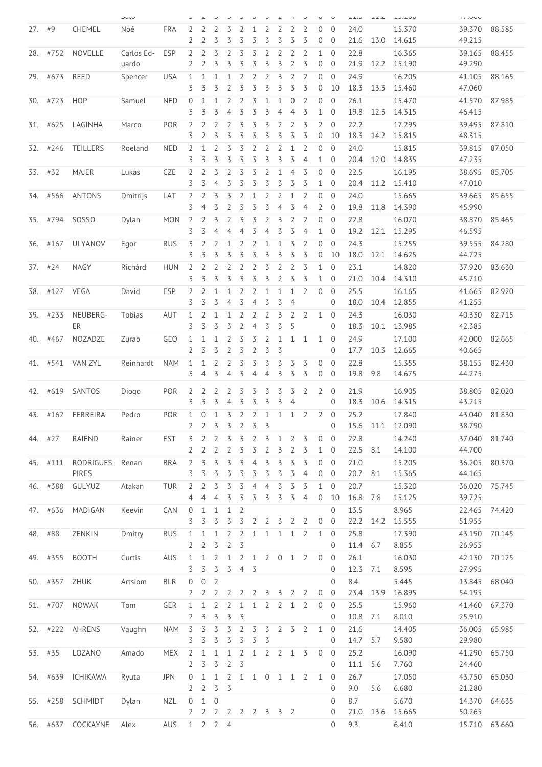| | | | | | | | | | | | | | | | | | | | | | |
|---|---|---|---|---|---|---|---|---|---|---|---|---|---|---|---|---|---|---|---|---|---|
| | | | Sato | | | | | | | | | | | | | | | | | | |
| 27. | #9 | CHEMEL | Noé | FRA | 2 | 2 | 2 | 3 | 2 | 1 | 2 | 2 | 2 | 2 | 0 | 0 | 24.0 | | 15.370 | 39.370 | 88.585 |
| | | | | | 2 | 2 | 3 | 3 | 3 | 3 | 3 | 3 | 3 | 3 | 0 | 0 | 21.6 | 13.0 | 14.615 | 49.215 | |
| 28. | #752 | NOVELLE | Carlos Ed-uardo | ESP | 2 | 2 | 3 | 2 | 3 | 3 | 2 | 2 | 2 | 2 | 1 | 0 | 22.8 | | 16.365 | 39.165 | 88.455 |
| | | | | | 2 | 2 | 3 | 3 | 3 | 3 | 3 | 3 | 2 | 3 | 0 | 0 | 21.9 | 12.2 | 15.190 | 49.290 | |
| 29. | #673 | REED | Spencer | USA | 1 | 1 | 1 | 1 | 2 | 2 | 2 | 3 | 2 | 2 | 0 | 0 | 24.9 | | 16.205 | 41.105 | 88.165 |
| | | | | | 3 | 3 | 3 | 2 | 3 | 3 | 3 | 3 | 3 | 3 | 0 | 10 | 18.3 | 13.3 | 15.460 | 47.060 | |
| 30. | #723 | HOP | Samuel | NED | 0 | 1 | 1 | 2 | 2 | 3 | 1 | 1 | 0 | 2 | 0 | 0 | 26.1 | | 15.470 | 41.570 | 87.985 |
| | | | | | 3 | 3 | 3 | 4 | 3 | 3 | 3 | 4 | 4 | 3 | 1 | 0 | 19.8 | 12.3 | 14.315 | 46.415 | |
| 31. | #625 | LAGINHA | Marco | POR | 2 | 2 | 2 | 2 | 3 | 3 | 3 | 2 | 2 | 3 | 2 | 0 | 22.2 | | 17.295 | 39.495 | 87.810 |
| | | | | | 3 | 2 | 3 | 3 | 3 | 3 | 3 | 3 | 3 | 3 | 0 | 10 | 18.3 | 14.2 | 15.815 | 48.315 | |
| 32. | #246 | TEILLERS | Roeland | NED | 2 | 1 | 2 | 3 | 3 | 2 | 2 | 2 | 1 | 2 | 0 | 0 | 24.0 | | 15.815 | 39.815 | 87.050 |
| | | | | | 3 | 3 | 3 | 3 | 3 | 3 | 3 | 3 | 3 | 4 | 1 | 0 | 20.4 | 12.0 | 14.835 | 47.235 | |
| 33. | #32 | MAJER | Lukas | CZE | 2 | 2 | 3 | 2 | 3 | 3 | 2 | 1 | 4 | 3 | 0 | 0 | 22.5 | | 16.195 | 38.695 | 85.705 |
| | | | | | 3 | 3 | 4 | 3 | 3 | 3 | 3 | 3 | 3 | 3 | 1 | 0 | 20.4 | 11.2 | 15.410 | 47.010 | |
| 34. | #566 | ANTONS | Dmitrijs | LAT | 2 | 2 | 3 | 3 | 2 | 1 | 2 | 2 | 1 | 2 | 0 | 0 | 24.0 | | 15.665 | 39.665 | 85.655 |
| | | | | | 3 | 4 | 3 | 2 | 3 | 3 | 3 | 4 | 3 | 4 | 2 | 0 | 19.8 | 11.8 | 14.390 | 45.990 | |
| 35. | #794 | SOSSO | Dylan | MON | 2 | 2 | 3 | 2 | 3 | 3 | 2 | 3 | 2 | 2 | 0 | 0 | 22.8 | | 16.070 | 38.870 | 85.465 |
| | | | | | 3 | 3 | 4 | 4 | 4 | 3 | 4 | 3 | 3 | 4 | 1 | 0 | 19.2 | 12.1 | 15.295 | 46.595 | |
| 36. | #167 | ULYANOV | Egor | RUS | 3 | 2 | 2 | 1 | 2 | 2 | 1 | 1 | 3 | 2 | 0 | 0 | 24.3 | | 15.255 | 39.555 | 84.280 |
| | | | | | 3 | 3 | 3 | 3 | 3 | 3 | 3 | 3 | 3 | 3 | 0 | 10 | 18.0 | 12.1 | 14.625 | 44.725 | |
| 37. | #24 | NAGY | Richárd | HUN | 2 | 2 | 2 | 2 | 2 | 2 | 3 | 2 | 2 | 3 | 1 | 0 | 23.1 | | 14.820 | 37.920 | 83.630 |
| | | | | | 3 | 3 | 3 | 3 | 3 | 3 | 3 | 2 | 3 | 3 | 1 | 0 | 21.0 | 10.4 | 14.310 | 45.710 | |
| 38. | #127 | VEGA | David | ESP | 2 | 2 | 1 | 1 | 2 | 2 | 1 | 1 | 1 | 2 | 0 | 0 | 25.5 | | 16.165 | 41.665 | 82.920 |
| | | | | | 3 | 3 | 3 | 4 | 3 | 4 | 3 | 3 | 4 | | | 0 | 18.0 | 10.4 | 12.855 | 41.255 | |
| 39. | #233 | NEUBERG-ER | Tobias | AUT | 1 | 2 | 1 | 1 | 2 | 2 | 2 | 3 | 2 | 2 | 1 | 0 | 24.3 | | 16.030 | 40.330 | 82.715 |
| | | | | | 3 | 3 | 3 | 3 | 2 | 4 | 3 | 3 | 5 | | | 0 | 18.3 | 10.1 | 13.985 | 42.385 | |
| 40. | #467 | NOZADZE | Zurab | GEO | 1 | 1 | 1 | 2 | 3 | 3 | 2 | 1 | 1 | 1 | 1 | 0 | 24.9 | | 17.100 | 42.000 | 82.665 |
| | | | | | 2 | 3 | 3 | 2 | 3 | 2 | 3 | 3 | | | | 0 | 17.7 | 10.3 | 12.665 | 40.665 | |
| 41. | #541 | VAN ZYL | Reinhardt | NAM | 1 | 1 | 2 | 2 | 3 | 3 | 3 | 3 | 3 | 3 | 0 | 0 | 22.8 | | 15.355 | 38.155 | 82.430 |
| | | | | | 3 | 4 | 3 | 4 | 3 | 4 | 4 | 3 | 3 | 3 | 0 | 0 | 19.8 | 9.8 | 14.675 | 44.275 | |
| 42. | #619 | SANTOS | Diogo | POR | 2 | 2 | 2 | 2 | 3 | 3 | 3 | 3 | 3 | 2 | 2 | 0 | 21.9 | | 16.905 | 38.805 | 82.020 |
| | | | | | 3 | 3 | 3 | 4 | 3 | 3 | 3 | 3 | 4 | | | 0 | 18.3 | 10.6 | 14.315 | 43.215 | |
| 43. | #162 | FERREIRA | Pedro | POR | 1 | 0 | 1 | 3 | 2 | 2 | 1 | 1 | 1 | 2 | 2 | 0 | 25.2 | | 17.840 | 43.040 | 81.830 |
| | | | | | 2 | 2 | 3 | 3 | 2 | 3 | 3 | | | | | 0 | 15.6 | 11.1 | 12.090 | 38.790 | |
| 44. | #27 | RAIEND | Rainer | EST | 3 | 2 | 2 | 3 | 3 | 2 | 3 | 1 | 2 | 3 | 0 | 0 | 22.8 | | 14.240 | 37.040 | 81.740 |
| | | | | | 2 | 2 | 2 | 2 | 3 | 3 | 2 | 3 | 2 | 3 | 1 | 0 | 22.5 | 8.1 | 14.100 | 44.700 | |
| 45. | #111 | RODRIGUES PIRES | Renan | BRA | 2 | 3 | 3 | 3 | 3 | 4 | 3 | 3 | 3 | 3 | 0 | 0 | 21.0 | | 15.205 | 36.205 | 80.370 |
| | | | | | 3 | 3 | 3 | 3 | 3 | 3 | 3 | 3 | 3 | 4 | 0 | 0 | 20.7 | 8.1 | 15.365 | 44.165 | |
| 46. | #388 | GULYUZ | Atakan | TUR | 2 | 2 | 3 | 3 | 3 | 4 | 4 | 3 | 3 | 3 | 1 | 0 | 20.7 | | 15.320 | 36.020 | 75.745 |
| | | | | | 4 | 4 | 4 | 3 | 3 | 3 | 3 | 3 | 3 | 4 | 0 | 10 | 16.8 | 7.8 | 15.125 | 39.725 | |
| 47. | #636 | MADIGAN | Keevin | CAN | 0 | 1 | 1 | 1 | 2 | | | | | | | 0 | 13.5 | | 8.965 | 22.465 | 74.420 |
| | | | | | 3 | 3 | 3 | 3 | 3 | 2 | 2 | 3 | 2 | 2 | 0 | 0 | 22.2 | 14.2 | 15.555 | 51.955 | |
| 48. | #88 | ZENKIN | Dmitry | RUS | 1 | 1 | 1 | 2 | 2 | 1 | 1 | 1 | 1 | 2 | 1 | 0 | 25.8 | | 17.390 | 43.190 | 70.145 |
| | | | | | 2 | 2 | 3 | 2 | 3 | | | | | | | 0 | 11.4 | 6.7 | 8.855 | 26.955 | |
| 49. | #355 | BOOTH | Curtis | AUS | 1 | 1 | 2 | 1 | 2 | 1 | 2 | 0 | 1 | 2 | 0 | 0 | 26.1 | | 16.030 | 42.130 | 70.125 |
| | | | | | 3 | 3 | 3 | 3 | 4 | 3 | | | | | | 0 | 12.3 | 7.1 | 8.595 | 27.995 | |
| 50. | #357 | ZHUK | Artsiom | BLR | 0 | 0 | 2 | | | | | | | | | 0 | 8.4 | | 5.445 | 13.845 | 68.040 |
| | | | | | 2 | 2 | 2 | 2 | 2 | 2 | 3 | 3 | 2 | 2 | 0 | 0 | 23.4 | 13.9 | 16.895 | 54.195 | |
| 51. | #707 | NOWAK | Tom | GER | 1 | 1 | 2 | 2 | 1 | 1 | 2 | 2 | 1 | 2 | 0 | 0 | 25.5 | | 15.960 | 41.460 | 67.370 |
| | | | | | 2 | 3 | 3 | 3 | 3 | | | | | | | 0 | 10.8 | 7.1 | 8.010 | 25.910 | |
| 52. | #222 | AHRENS | Vaughn | NAM | 3 | 3 | 3 | 3 | 2 | 3 | 3 | 2 | 3 | 2 | 1 | 0 | 21.6 | | 14.405 | 36.005 | 65.985 |
| | | | | | 3 | 3 | 3 | 3 | 3 | 3 | 3 | | | | | 0 | 14.7 | 5.7 | 9.580 | 29.980 | |
| 53. | #35 | LOZANO | Amado | MEX | 2 | 1 | 1 | 1 | 2 | 1 | 2 | 2 | 1 | 3 | 0 | 0 | 25.2 | | 16.090 | 41.290 | 65.750 |
| | | | | | 2 | 3 | 3 | 2 | 3 | | | | | | | 0 | 11.1 | 5.6 | 7.760 | 24.460 | |
| 54. | #639 | ICHIKAWA | Ryuta | JPN | 0 | 1 | 1 | 2 | 1 | 1 | 0 | 1 | 1 | 2 | 1 | 0 | 26.7 | | 17.050 | 43.750 | 65.030 |
| | | | | | 2 | 2 | 3 | 3 | | | | | | | | 0 | 9.0 | 5.6 | 6.680 | 21.280 | |
| 55. | #258 | SCHMIDT | Dylan | NZL | 0 | 1 | 0 | | | | | | | | | 0 | 8.7 | | 5.670 | 14.370 | 64.635 |
| | | | | | 2 | 2 | 2 | 2 | 2 | 2 | 3 | 3 | 2 | | | 0 | 21.0 | 13.6 | 15.665 | 50.265 | |
| 56. | #637 | COCKAYNE | Alex | AUS | 1 | 2 | 2 | 4 | | | | | | | | 0 | 9.3 | | 6.410 | 15.710 | 63.660 |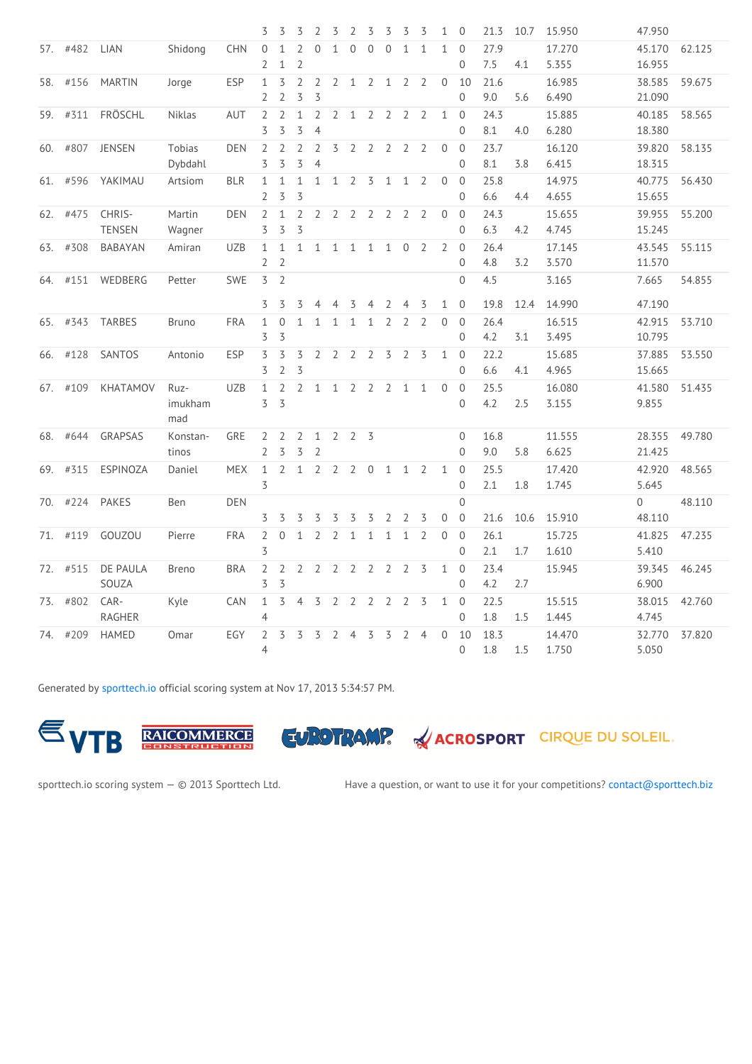| | | | | | | | | | | | | | | | | | | | | | | |
|---|---|---|---|---|---|---|---|---|---|---|---|---|---|---|---|---|---|---|---|---|---|---|
| | | | | | 3 | 3 | 3 | 2 | 3 | 2 | 3 | 3 | 3 | 3 | 1 | 0 | 21.3 | 10.7 | 15.950 | | 47.950 | |
| 57. | #482 | LIAN | Shidong | CHN | 0 | 1 | 2 | 0 | 1 | 0 | 0 | 0 | 1 | 1 | 1 | 0 | 27.9 | | 17.270 | | 45.170 | 62.125 |
| | | | | | 2 | 1 | 2 | | | | | | | | | 0 | 7.5 | 4.1 | 5.355 | | 16.955 | |
| 58. | #156 | MARTIN | Jorge | ESP | 1 | 3 | 2 | 2 | 2 | 1 | 2 | 1 | 2 | 2 | 0 | 10 | 21.6 | | 16.985 | | 38.585 | 59.675 |
| | | | | | 2 | 2 | 3 | 3 | | | | | | | | 0 | 9.0 | 5.6 | 6.490 | | 21.090 | |
| 59. | #311 | FRÖSCHL | Niklas | AUT | 2 | 2 | 1 | 2 | 2 | 1 | 2 | 2 | 2 | 2 | 1 | 0 | 24.3 | | 15.885 | | 40.185 | 58.565 |
| | | | | | 3 | 3 | 3 | 4 | | | | | | | | 0 | 8.1 | 4.0 | 6.280 | | 18.380 | |
| 60. | #807 | JENSEN | Tobias Dybdahl | DEN | 2 | 2 | 2 | 2 | 3 | 2 | 2 | 2 | 2 | 2 | 0 | 0 | 23.7 | | 16.120 | | 39.820 | 58.135 |
| | | | | | 3 | 3 | 3 | 4 | | | | | | | | 0 | 8.1 | 3.8 | 6.415 | | 18.315 | |
| 61. | #596 | YAKIMAU | Artsiom | BLR | 1 | 1 | 1 | 1 | 1 | 2 | 3 | 1 | 1 | 2 | 0 | 0 | 25.8 | | 14.975 | | 40.775 | 56.430 |
| | | | | | 2 | 3 | 3 | | | | | | | | | 0 | 6.6 | 4.4 | 4.655 | | 15.655 | |
| 62. | #475 | CHRIS-TENSEN | Martin Wagner | DEN | 2 | 1 | 2 | 2 | 2 | 2 | 2 | 2 | 2 | 2 | 0 | 0 | 24.3 | | 15.655 | | 39.955 | 55.200 |
| | | | | | 3 | 3 | 3 | | | | | | | | | 0 | 6.3 | 4.2 | 4.745 | | 15.245 | |
| 63. | #308 | BABAYAN | Amiran | UZB | 1 | 1 | 1 | 1 | 1 | 1 | 1 | 1 | 0 | 2 | 2 | 0 | 26.4 | | 17.145 | | 43.545 | 55.115 |
| | | | | | 2 | 2 | | | | | | | | | | 0 | 4.8 | 3.2 | 3.570 | | 11.570 | |
| 64. | #151 | WEDBERG | Petter | SWE | 3 | 2 | | | | | | | | | | 0 | 4.5 | | 3.165 | | 7.665 | 54.855 |
| | | | | | 3 | 3 | 3 | 4 | 4 | 3 | 4 | 2 | 4 | 3 | 1 | 0 | 19.8 | 12.4 | 14.990 | | 47.190 | |
| 65. | #343 | TARBES | Bruno | FRA | 1 | 0 | 1 | 1 | 1 | 1 | 1 | 2 | 2 | 2 | 0 | 0 | 26.4 | | 16.515 | | 42.915 | 53.710 |
| | | | | | 3 | 3 | | | | | | | | | | 0 | 4.2 | 3.1 | 3.495 | | 10.795 | |
| 66. | #128 | SANTOS | Antonio | ESP | 3 | 3 | 3 | 2 | 2 | 2 | 2 | 3 | 2 | 3 | 1 | 0 | 22.2 | | 15.685 | | 37.885 | 53.550 |
| | | | | | 3 | 2 | 3 | | | | | | | | | 0 | 6.6 | 4.1 | 4.965 | | 15.665 | |
| 67. | #109 | KHATAMOV | Ruz-imukham mad | UZB | 1 | 2 | 2 | 1 | 1 | 2 | 2 | 2 | 1 | 1 | 0 | 0 | 25.5 | | 16.080 | | 41.580 | 51.435 |
| | | | | | 3 | 3 | | | | | | | | | | 0 | 4.2 | 2.5 | 3.155 | | 9.855 | |
| 68. | #644 | GRAPSAS | Konstan-tinos | GRE | 2 | 2 | 2 | 1 | 2 | 2 | 3 | | | | | 0 | 16.8 | | 11.555 | | 28.355 | 49.780 |
| | | | | | 2 | 3 | 3 | 2 | | | | | | | | 0 | 9.0 | 5.8 | 6.625 | | 21.425 | |
| 69. | #315 | ESPINOZA | Daniel | MEX | 1 | 2 | 1 | 2 | 2 | 2 | 0 | 1 | 1 | 2 | 1 | 0 | 25.5 | | 17.420 | | 42.920 | 48.565 |
| | | | | | 3 | | | | | | | | | | | 0 | 2.1 | 1.8 | 1.745 | | 5.645 | |
| 70. | #224 | PAKES | Ben | DEN | | | | | | | | | | | | 0 | | | | | 0 | 48.110 |
| | | | | | 3 | 3 | 3 | 3 | 3 | 3 | 3 | 2 | 2 | 3 | 0 | 0 | 21.6 | 10.6 | 15.910 | | 48.110 | |
| 71. | #119 | GOUZOU | Pierre | FRA | 2 | 0 | 1 | 2 | 2 | 1 | 1 | 1 | 1 | 2 | 0 | 0 | 26.1 | | 15.725 | | 41.825 | 47.235 |
| | | | | | 3 | | | | | | | | | | | 0 | 2.1 | 1.7 | 1.610 | | 5.410 | |
| 72. | #515 | DE PAULA SOUZA | Breno | BRA | 2 | 2 | 2 | 2 | 2 | 2 | 2 | 2 | 2 | 3 | 1 | 0 | 23.4 | | 15.945 | | 39.345 | 46.245 |
| | | | | | 3 | 3 | | | | | | | | | | 0 | 4.2 | 2.7 | | | 6.900 | |
| 73. | #802 | CAR-RAGHER | Kyle | CAN | 1 | 3 | 4 | 3 | 2 | 2 | 2 | 2 | 2 | 3 | 1 | 0 | 22.5 | | 15.515 | | 38.015 | 42.760 |
| | | | | | 4 | | | | | | | | | | | 0 | 1.8 | 1.5 | 1.445 | | 4.745 | |
| 74. | #209 | HAMED | Omar | EGY | 2 | 3 | 3 | 3 | 2 | 4 | 3 | 3 | 2 | 4 | 0 | 10 | 18.3 | | 14.470 | | 32.770 | 37.820 |
| | | | | | 4 | | | | | | | | | | | 0 | 1.8 | 1.5 | 1.750 | | 5.050 | |

Generated by sporttech.io official scoring system at Nov 17, 2013 5:34:57 PM.

VTB RAICOMMERCE CONSTRUCTION EUROTRAMP ACROSPORT CIRQUE DU SOLEIL.

sporttech.io scoring system — © 2013 Sporttech Ltd. Have a question, or want to use it for your competitions? contact@sporttech.biz